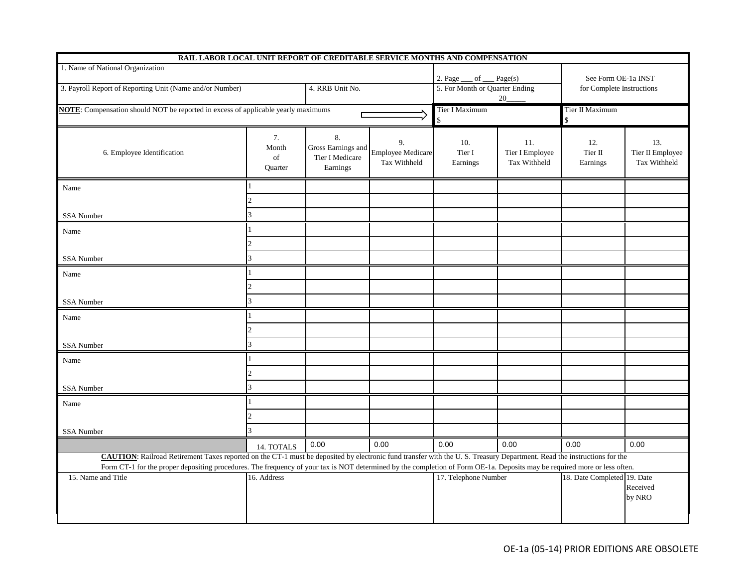# RAIL LABOR LOCAL UNIT REPORT OF CREDITABLE SERVICE MONTHS AND COMPENSATION

| 1. Name of National Organization | | 2. Page ___ of ___ Page(s) | See Form OE-1a INST for Complete Instructions |
|---|---|---|---|
| 3. Payroll Report of Reporting Unit (Name and/or Number) | 4. RRB Unit No. | 5. For Month or Quarter Ending 20_____ | |
| **NOTE**: Compensation should NOT be reported in excess of applicable yearly maximums ⇒ | | Tier I Maximum $ | Tier II Maximum $ |

| 6. Employee Identification | 7. Month of Quarter | 8. Gross Earnings and Tier I Medicare Earnings | 9. Employee Medicare Tax Withheld | 10. Tier I Earnings | 11. Tier I Employee Tax Withheld | 12. Tier II Earnings | 13. Tier II Employee Tax Withheld |
|---|---|---|---|---|---|---|---|
| Name | 1 | | | | | | |
| | 2 | | | | | | |
| SSA Number | 3 | | | | | | |
| Name | 1 | | | | | | |
| | 2 | | | | | | |
| SSA Number | 3 | | | | | | |
| Name | 1 | | | | | | |
| | 2 | | | | | | |
| SSA Number | 3 | | | | | | |
| Name | 1 | | | | | | |
| | 2 | | | | | | |
| SSA Number | 3 | | | | | | |
| Name | 1 | | | | | | |
| | 2 | | | | | | |
| SSA Number | 3 | | | | | | |
| Name | 1 | | | | | | |
| | 2 | | | | | | |
| SSA Number | 3 | | | | | | |
| | 14. TOTALS | 0.00 | 0.00 | 0.00 | 0.00 | 0.00 | 0.00 |

**CAUTION**: Railroad Retirement Taxes reported on the CT-1 must be deposited by electronic fund transfer with the U. S. Treasury Department. Read the instructions for the Form CT-1 for the proper depositing procedures. The frequency of your tax is NOT determined by the completion of Form OE-1a. Deposits may be required more or less often.

| 15. Name and Title | 16. Address | 17. Telephone Number | 18. Date Completed | 19. Date Received by NRO |
|---|---|---|---|---|
| | | | | |

OE-1a (05-14) PRIOR EDITIONS ARE OBSOLETE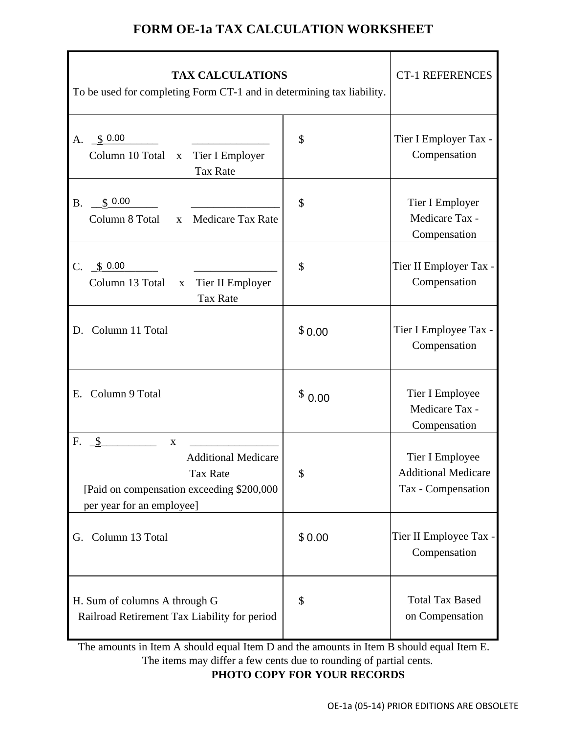# FORM OE-1a TAX CALCULATION WORKSHEET

| TAX CALCULATIONS<br>To be used for completing Form CT-1 and in determining tax liability. | | CT-1 REFERENCES |
|---|---|---|
| A. $ 0.00 ______________<br>Column 10 Total x Tier I Employer Tax Rate | $ | Tier I Employer Tax - Compensation |
| B. $ 0.00 ________________<br>Column 8 Total x Medicare Tax Rate | $ | Tier I Employer Medicare Tax - Compensation |
| C. $ 0.00 ______________<br>Column 13 Total x Tier II Employer Tax Rate | $ | Tier II Employer Tax - Compensation |
| D. Column 11 Total | $ 0.00 | Tier I Employee Tax - Compensation |
| E. Column 9 Total | $ 0.00 | Tier I Employee Medicare Tax - Compensation |
| F. $__________ x ________________<br>Additional Medicare Tax Rate<br>[Paid on compensation exceeding $200,000 per year for an employee] | $ | Tier I Employee Additional Medicare Tax - Compensation |
| G. Column 13 Total | $ 0.00 | Tier II Employee Tax - Compensation |
| H. Sum of columns A through G<br>Railroad Retirement Tax Liability for period | $ | Total Tax Based on Compensation |

The amounts in Item A should equal Item D and the amounts in Item B should equal Item E. The items may differ a few cents due to rounding of partial cents.

**PHOTO COPY FOR YOUR RECORDS**

OE-1a (05-14) PRIOR EDITIONS ARE OBSOLETE